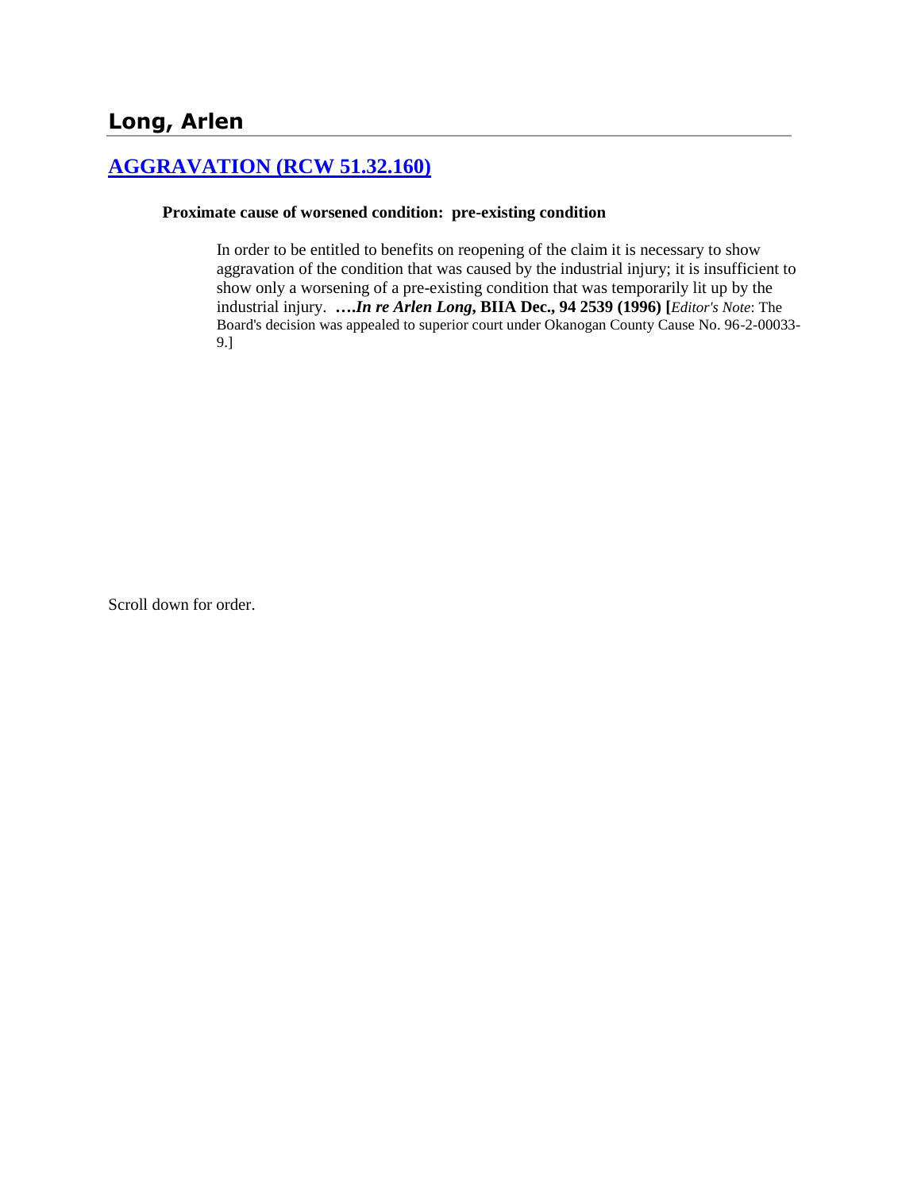## Long, Arlen

### AGGRAVATION (RCW 51.32.160)

**Proximate cause of worsened condition: pre-existing condition**

> In order to be entitled to benefits on reopening of the claim it is necessary to show aggravation of the condition that was caused by the industrial injury; it is insufficient to show only a worsening of a pre-existing condition that was temporarily lit up by the industrial injury. **….*In re Arlen Long*, BIIA Dec., 94 2539 (1996) [***Editor's Note*: The Board's decision was appealed to superior court under Okanogan County Cause No. 96-2-00033-9.]

Scroll down for order.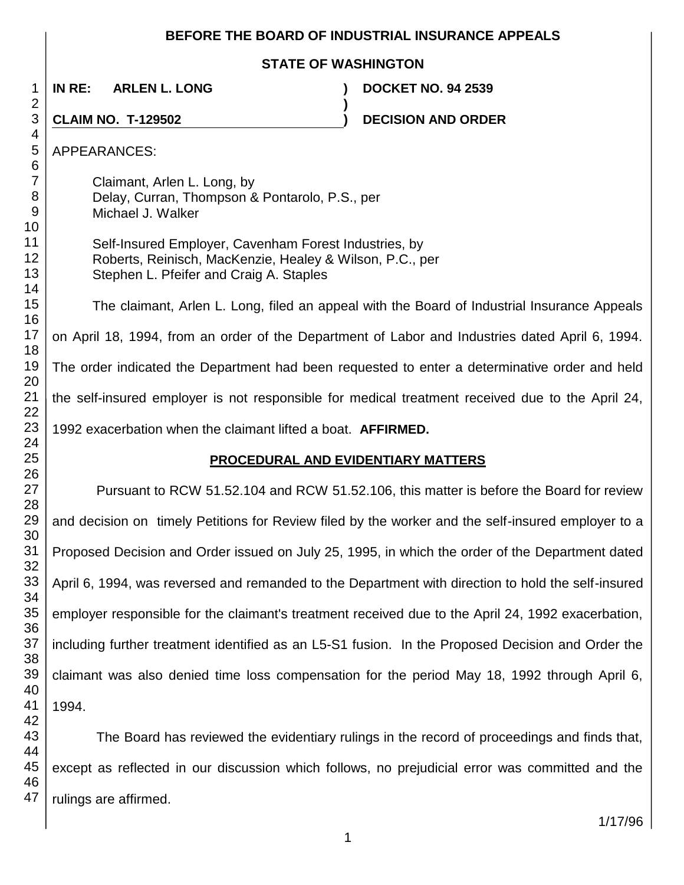**BEFORE THE BOARD OF INDUSTRIAL INSURANCE APPEALS**

**STATE OF WASHINGTON**

| | | |
|---|---|---|
| **IN RE: ARLEN L. LONG** | **)** | **DOCKET NO. 94 2539** |
| | **)** | |
| **CLAIM NO. T-129502** | **)** | **DECISION AND ORDER** |

APPEARANCES:

Claimant, Arlen L. Long, by
Delay, Curran, Thompson & Pontarolo, P.S., per
Michael J. Walker

Self-Insured Employer, Cavenham Forest Industries, by
Roberts, Reinisch, MacKenzie, Healey & Wilson, P.C., per
Stephen L. Pfeifer and Craig A. Staples

The claimant, Arlen L. Long, filed an appeal with the Board of Industrial Insurance Appeals on April 18, 1994, from an order of the Department of Labor and Industries dated April 6, 1994. The order indicated the Department had been requested to enter a determinative order and held the self-insured employer is not responsible for medical treatment received due to the April 24, 1992 exacerbation when the claimant lifted a boat. **AFFIRMED.**

## PROCEDURAL AND EVIDENTIARY MATTERS

Pursuant to RCW 51.52.104 and RCW 51.52.106, this matter is before the Board for review and decision on timely Petitions for Review filed by the worker and the self-insured employer to a Proposed Decision and Order issued on July 25, 1995, in which the order of the Department dated April 6, 1994, was reversed and remanded to the Department with direction to hold the self-insured employer responsible for the claimant's treatment received due to the April 24, 1992 exacerbation, including further treatment identified as an L5-S1 fusion. In the Proposed Decision and Order the claimant was also denied time loss compensation for the period May 18, 1992 through April 6, 1994.

The Board has reviewed the evidentiary rulings in the record of proceedings and finds that, except as reflected in our discussion which follows, no prejudicial error was committed and the rulings are affirmed.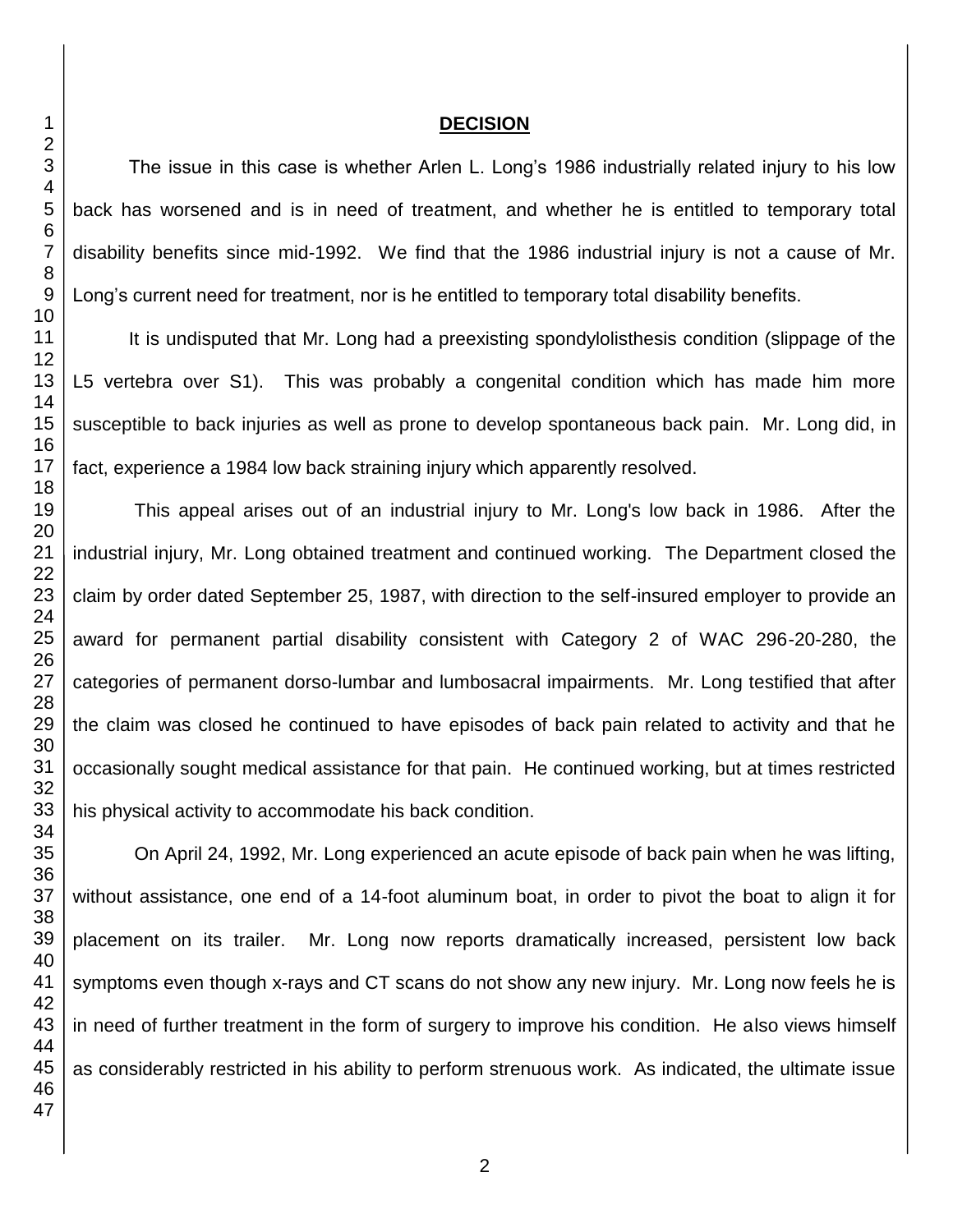**DECISION**

The issue in this case is whether Arlen L. Long's 1986 industrially related injury to his low back has worsened and is in need of treatment, and whether he is entitled to temporary total disability benefits since mid-1992. We find that the 1986 industrial injury is not a cause of Mr. Long's current need for treatment, nor is he entitled to temporary total disability benefits.

It is undisputed that Mr. Long had a preexisting spondylolisthesis condition (slippage of the L5 vertebra over S1). This was probably a congenital condition which has made him more susceptible to back injuries as well as prone to develop spontaneous back pain. Mr. Long did, in fact, experience a 1984 low back straining injury which apparently resolved.

This appeal arises out of an industrial injury to Mr. Long's low back in 1986. After the industrial injury, Mr. Long obtained treatment and continued working. The Department closed the claim by order dated September 25, 1987, with direction to the self-insured employer to provide an award for permanent partial disability consistent with Category 2 of WAC 296-20-280, the categories of permanent dorso-lumbar and lumbosacral impairments. Mr. Long testified that after the claim was closed he continued to have episodes of back pain related to activity and that he occasionally sought medical assistance for that pain. He continued working, but at times restricted his physical activity to accommodate his back condition.

On April 24, 1992, Mr. Long experienced an acute episode of back pain when he was lifting, without assistance, one end of a 14-foot aluminum boat, in order to pivot the boat to align it for placement on its trailer. Mr. Long now reports dramatically increased, persistent low back symptoms even though x-rays and CT scans do not show any new injury. Mr. Long now feels he is in need of further treatment in the form of surgery to improve his condition. He also views himself as considerably restricted in his ability to perform strenuous work. As indicated, the ultimate issue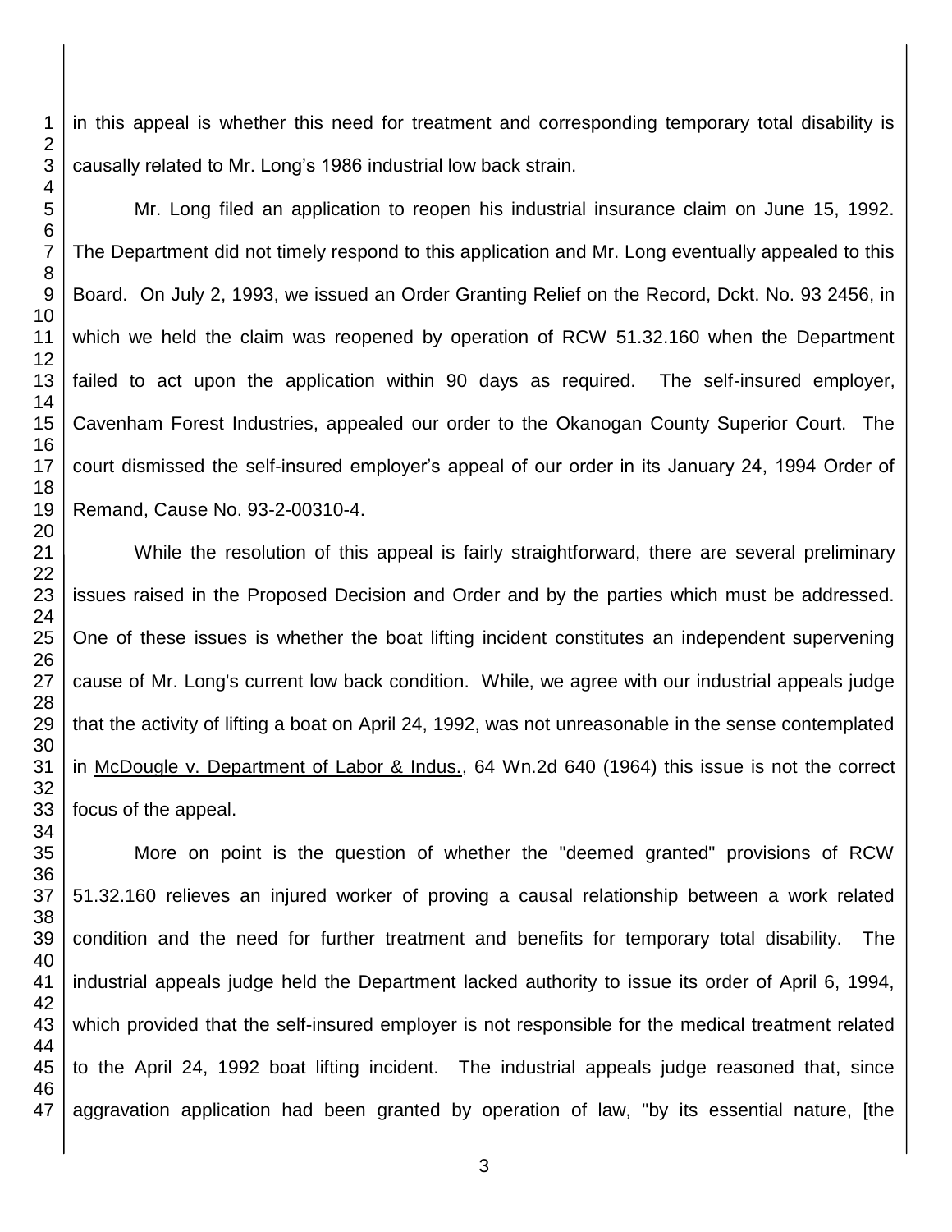in this appeal is whether this need for treatment and corresponding temporary total disability is causally related to Mr. Long's 1986 industrial low back strain.

Mr. Long filed an application to reopen his industrial insurance claim on June 15, 1992. The Department did not timely respond to this application and Mr. Long eventually appealed to this Board. On July 2, 1993, we issued an Order Granting Relief on the Record, Dckt. No. 93 2456, in which we held the claim was reopened by operation of RCW 51.32.160 when the Department failed to act upon the application within 90 days as required. The self-insured employer, Cavenham Forest Industries, appealed our order to the Okanogan County Superior Court. The court dismissed the self-insured employer's appeal of our order in its January 24, 1994 Order of Remand, Cause No. 93-2-00310-4.

While the resolution of this appeal is fairly straightforward, there are several preliminary issues raised in the Proposed Decision and Order and by the parties which must be addressed. One of these issues is whether the boat lifting incident constitutes an independent supervening cause of Mr. Long's current low back condition. While, we agree with our industrial appeals judge that the activity of lifting a boat on April 24, 1992, was not unreasonable in the sense contemplated in McDougle v. Department of Labor & Indus., 64 Wn.2d 640 (1964) this issue is not the correct focus of the appeal.

More on point is the question of whether the "deemed granted" provisions of RCW 51.32.160 relieves an injured worker of proving a causal relationship between a work related condition and the need for further treatment and benefits for temporary total disability. The industrial appeals judge held the Department lacked authority to issue its order of April 6, 1994, which provided that the self-insured employer is not responsible for the medical treatment related to the April 24, 1992 boat lifting incident. The industrial appeals judge reasoned that, since aggravation application had been granted by operation of law, "by its essential nature, [the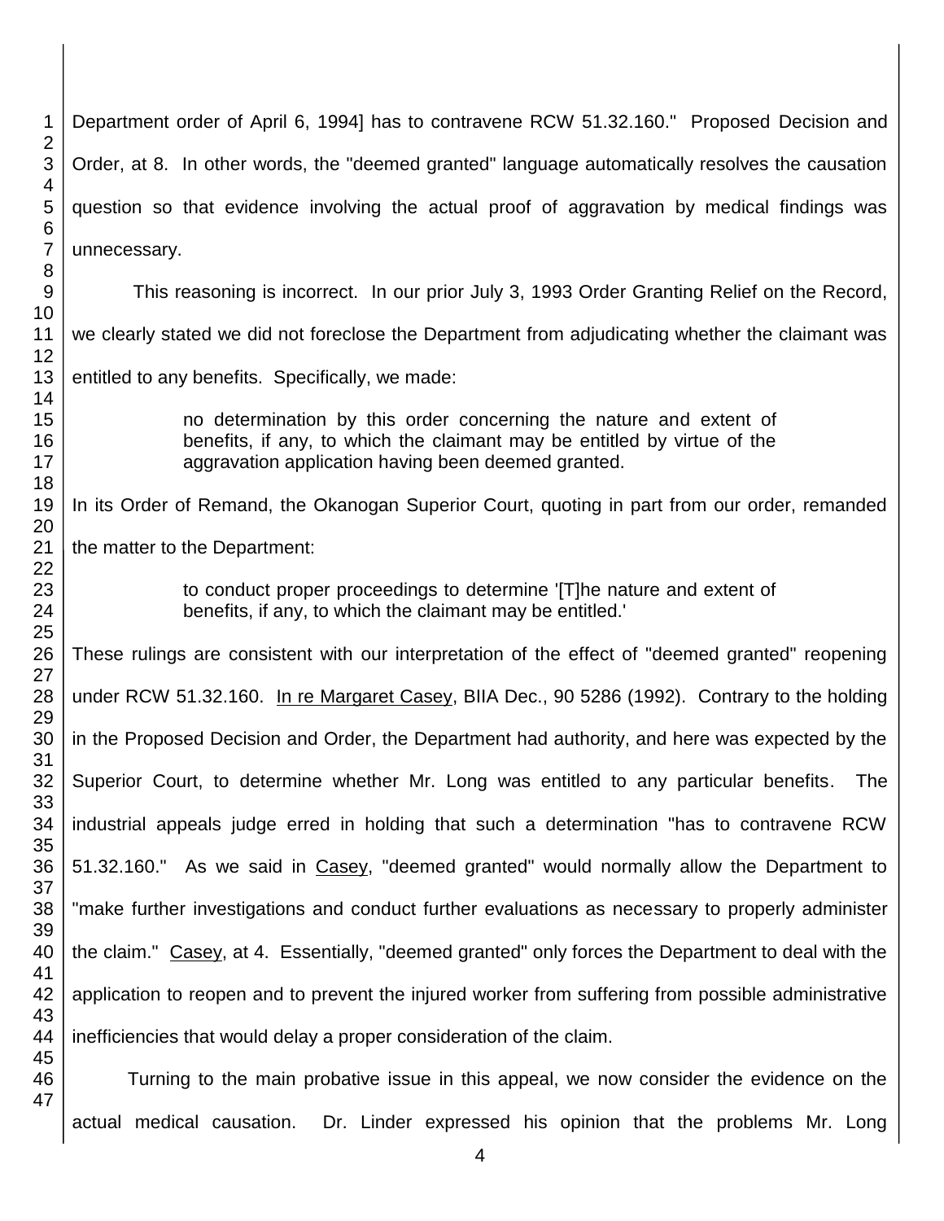Department order of April 6, 1994] has to contravene RCW 51.32.160." Proposed Decision and Order, at 8. In other words, the "deemed granted" language automatically resolves the causation question so that evidence involving the actual proof of aggravation by medical findings was unnecessary.

This reasoning is incorrect. In our prior July 3, 1993 Order Granting Relief on the Record, we clearly stated we did not foreclose the Department from adjudicating whether the claimant was entitled to any benefits. Specifically, we made:

> no determination by this order concerning the nature and extent of benefits, if any, to which the claimant may be entitled by virtue of the aggravation application having been deemed granted.

In its Order of Remand, the Okanogan Superior Court, quoting in part from our order, remanded the matter to the Department:

> to conduct proper proceedings to determine '[T]he nature and extent of benefits, if any, to which the claimant may be entitled.'

These rulings are consistent with our interpretation of the effect of "deemed granted" reopening under RCW 51.32.160. In re Margaret Casey, BIIA Dec., 90 5286 (1992). Contrary to the holding in the Proposed Decision and Order, the Department had authority, and here was expected by the Superior Court, to determine whether Mr. Long was entitled to any particular benefits. The industrial appeals judge erred in holding that such a determination "has to contravene RCW 51.32.160." As we said in Casey, "deemed granted" would normally allow the Department to "make further investigations and conduct further evaluations as necessary to properly administer the claim." Casey, at 4. Essentially, "deemed granted" only forces the Department to deal with the application to reopen and to prevent the injured worker from suffering from possible administrative inefficiencies that would delay a proper consideration of the claim.

Turning to the main probative issue in this appeal, we now consider the evidence on the actual medical causation. Dr. Linder expressed his opinion that the problems Mr. Long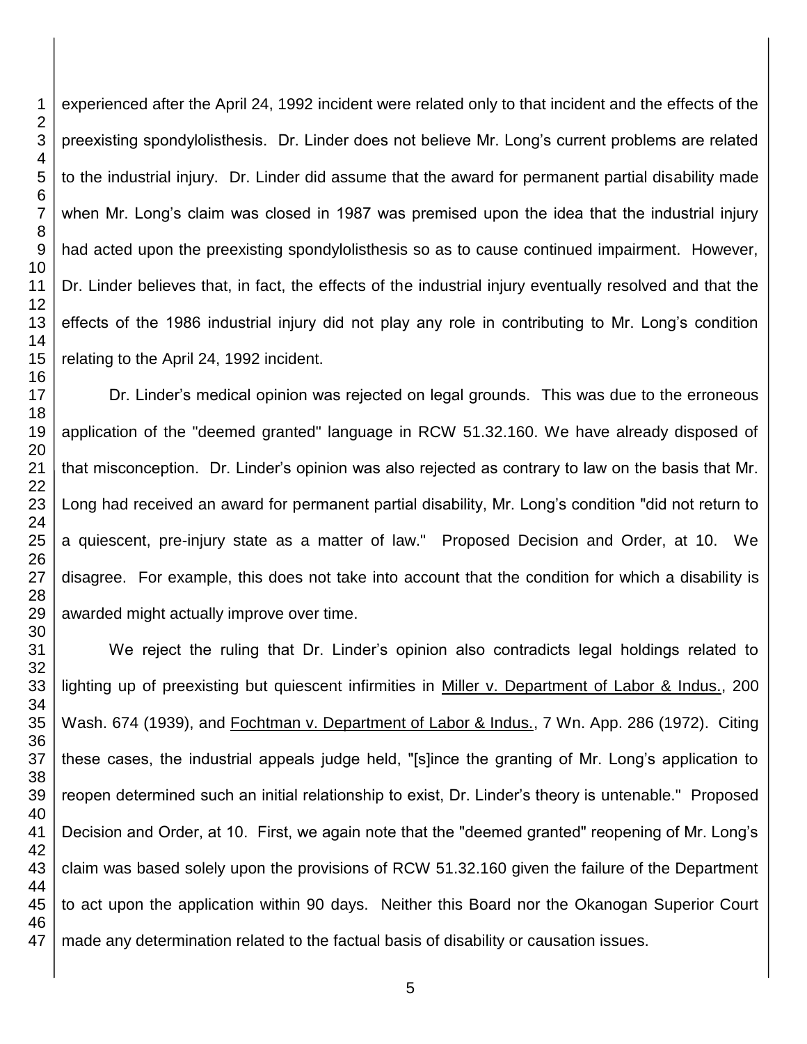experienced after the April 24, 1992 incident were related only to that incident and the effects of the preexisting spondylolisthesis. Dr. Linder does not believe Mr. Long's current problems are related to the industrial injury. Dr. Linder did assume that the award for permanent partial disability made when Mr. Long's claim was closed in 1987 was premised upon the idea that the industrial injury had acted upon the preexisting spondylolisthesis so as to cause continued impairment. However, Dr. Linder believes that, in fact, the effects of the industrial injury eventually resolved and that the effects of the 1986 industrial injury did not play any role in contributing to Mr. Long's condition relating to the April 24, 1992 incident.

Dr. Linder's medical opinion was rejected on legal grounds. This was due to the erroneous application of the "deemed granted" language in RCW 51.32.160. We have already disposed of that misconception. Dr. Linder's opinion was also rejected as contrary to law on the basis that Mr. Long had received an award for permanent partial disability, Mr. Long's condition "did not return to a quiescent, pre-injury state as a matter of law." Proposed Decision and Order, at 10. We disagree. For example, this does not take into account that the condition for which a disability is awarded might actually improve over time.

We reject the ruling that Dr. Linder's opinion also contradicts legal holdings related to lighting up of preexisting but quiescent infirmities in Miller v. Department of Labor & Indus., 200 Wash. 674 (1939), and Fochtman v. Department of Labor & Indus., 7 Wn. App. 286 (1972). Citing these cases, the industrial appeals judge held, "[s]ince the granting of Mr. Long's application to reopen determined such an initial relationship to exist, Dr. Linder's theory is untenable." Proposed Decision and Order, at 10. First, we again note that the "deemed granted" reopening of Mr. Long's claim was based solely upon the provisions of RCW 51.32.160 given the failure of the Department to act upon the application within 90 days. Neither this Board nor the Okanogan Superior Court made any determination related to the factual basis of disability or causation issues.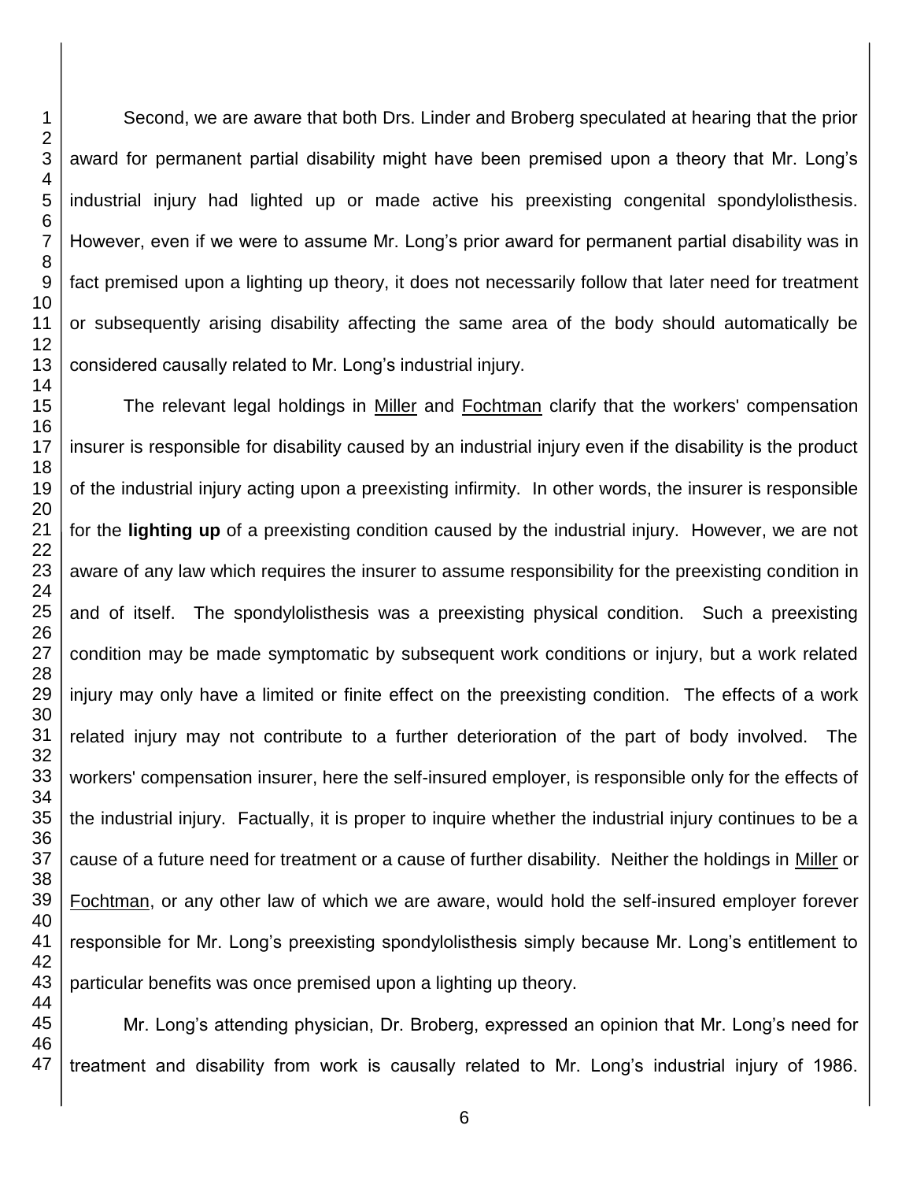Second, we are aware that both Drs. Linder and Broberg speculated at hearing that the prior award for permanent partial disability might have been premised upon a theory that Mr. Long's industrial injury had lighted up or made active his preexisting congenital spondylolisthesis. However, even if we were to assume Mr. Long's prior award for permanent partial disability was in fact premised upon a lighting up theory, it does not necessarily follow that later need for treatment or subsequently arising disability affecting the same area of the body should automatically be considered causally related to Mr. Long's industrial injury.

The relevant legal holdings in Miller and Fochtman clarify that the workers' compensation insurer is responsible for disability caused by an industrial injury even if the disability is the product of the industrial injury acting upon a preexisting infirmity. In other words, the insurer is responsible for the **lighting up** of a preexisting condition caused by the industrial injury. However, we are not aware of any law which requires the insurer to assume responsibility for the preexisting condition in and of itself. The spondylolisthesis was a preexisting physical condition. Such a preexisting condition may be made symptomatic by subsequent work conditions or injury, but a work related injury may only have a limited or finite effect on the preexisting condition. The effects of a work related injury may not contribute to a further deterioration of the part of body involved. The workers' compensation insurer, here the self-insured employer, is responsible only for the effects of the industrial injury. Factually, it is proper to inquire whether the industrial injury continues to be a cause of a future need for treatment or a cause of further disability. Neither the holdings in Miller or Fochtman, or any other law of which we are aware, would hold the self-insured employer forever responsible for Mr. Long's preexisting spondylolisthesis simply because Mr. Long's entitlement to particular benefits was once premised upon a lighting up theory.

Mr. Long's attending physician, Dr. Broberg, expressed an opinion that Mr. Long's need for treatment and disability from work is causally related to Mr. Long's industrial injury of 1986.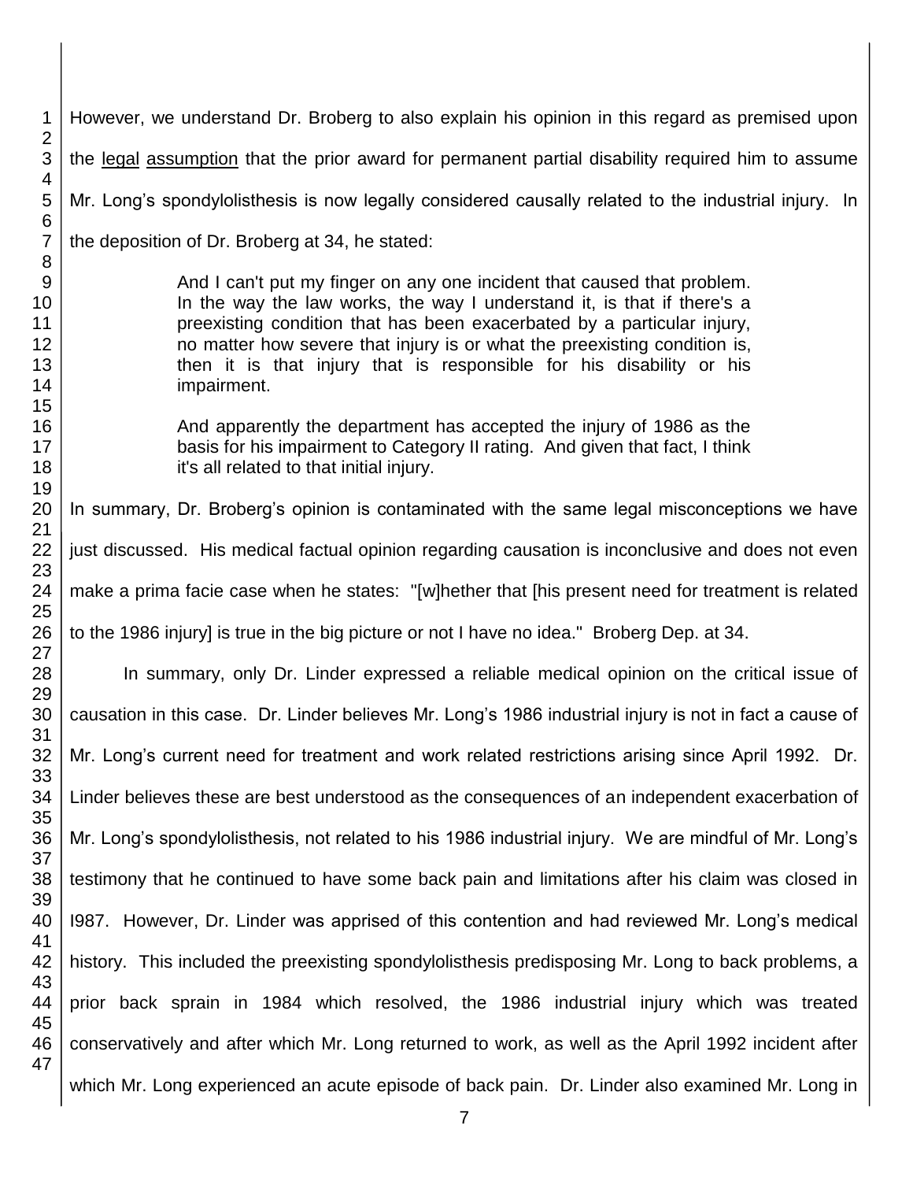However, we understand Dr. Broberg to also explain his opinion in this regard as premised upon the legal assumption that the prior award for permanent partial disability required him to assume Mr. Long's spondylolisthesis is now legally considered causally related to the industrial injury. In the deposition of Dr. Broberg at 34, he stated:

> And I can't put my finger on any one incident that caused that problem. In the way the law works, the way I understand it, is that if there's a preexisting condition that has been exacerbated by a particular injury, no matter how severe that injury is or what the preexisting condition is, then it is that injury that is responsible for his disability or his impairment.
>
> And apparently the department has accepted the injury of 1986 as the basis for his impairment to Category II rating. And given that fact, I think it's all related to that initial injury.

In summary, Dr. Broberg's opinion is contaminated with the same legal misconceptions we have just discussed. His medical factual opinion regarding causation is inconclusive and does not even make a prima facie case when he states: "[w]hether that [his present need for treatment is related to the 1986 injury] is true in the big picture or not I have no idea." Broberg Dep. at 34.

In summary, only Dr. Linder expressed a reliable medical opinion on the critical issue of causation in this case. Dr. Linder believes Mr. Long's 1986 industrial injury is not in fact a cause of Mr. Long's current need for treatment and work related restrictions arising since April 1992. Dr. Linder believes these are best understood as the consequences of an independent exacerbation of Mr. Long's spondylolisthesis, not related to his 1986 industrial injury. We are mindful of Mr. Long's testimony that he continued to have some back pain and limitations after his claim was closed in I987. However, Dr. Linder was apprised of this contention and had reviewed Mr. Long's medical history. This included the preexisting spondylolisthesis predisposing Mr. Long to back problems, a prior back sprain in 1984 which resolved, the 1986 industrial injury which was treated conservatively and after which Mr. Long returned to work, as well as the April 1992 incident after which Mr. Long experienced an acute episode of back pain. Dr. Linder also examined Mr. Long in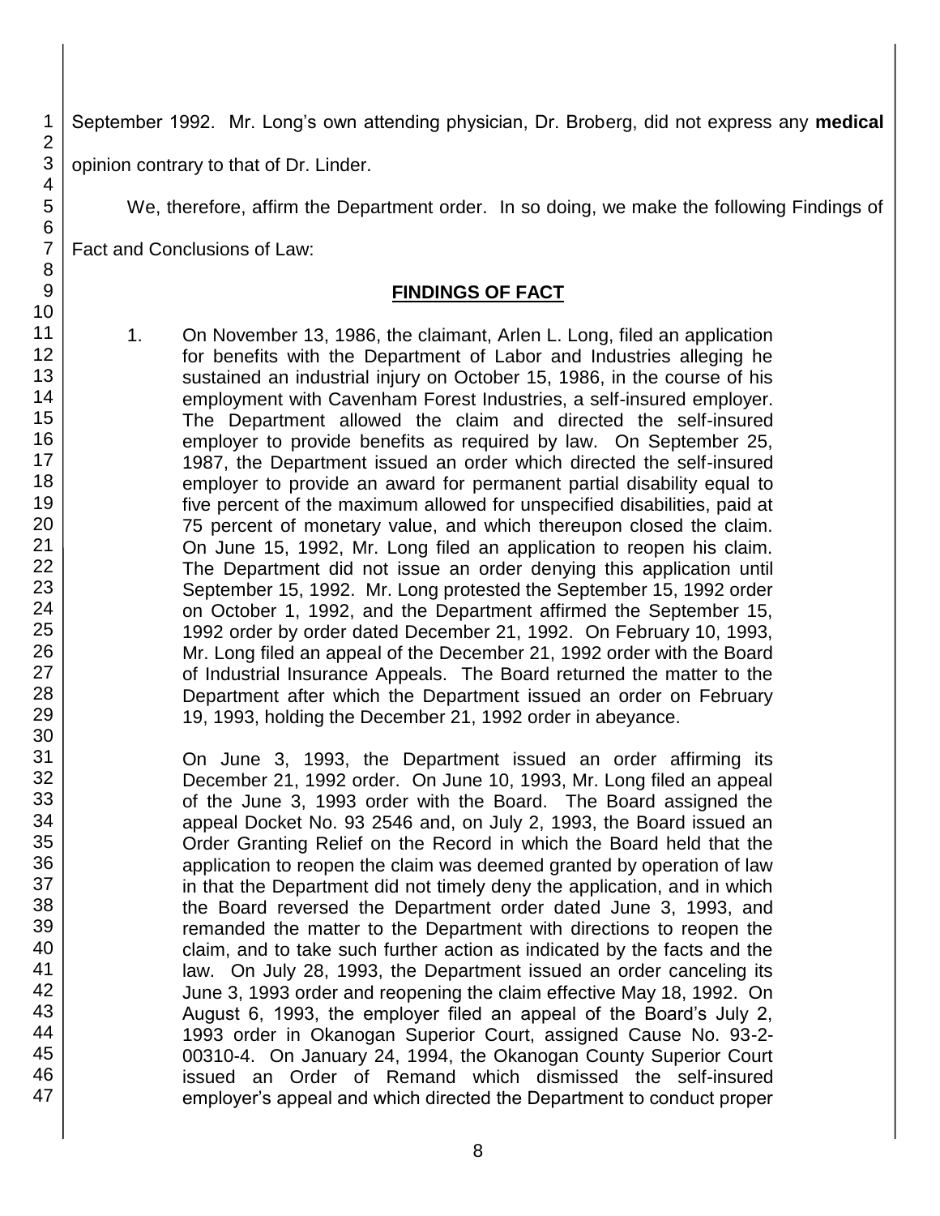September 1992. Mr. Long's own attending physician, Dr. Broberg, did not express any **medical** opinion contrary to that of Dr. Linder.

We, therefore, affirm the Department order. In so doing, we make the following Findings of Fact and Conclusions of Law:

## FINDINGS OF FACT

1. On November 13, 1986, the claimant, Arlen L. Long, filed an application for benefits with the Department of Labor and Industries alleging he sustained an industrial injury on October 15, 1986, in the course of his employment with Cavenham Forest Industries, a self-insured employer. The Department allowed the claim and directed the self-insured employer to provide benefits as required by law. On September 25, 1987, the Department issued an order which directed the self-insured employer to provide an award for permanent partial disability equal to five percent of the maximum allowed for unspecified disabilities, paid at 75 percent of monetary value, and which thereupon closed the claim. On June 15, 1992, Mr. Long filed an application to reopen his claim. The Department did not issue an order denying this application until September 15, 1992. Mr. Long protested the September 15, 1992 order on October 1, 1992, and the Department affirmed the September 15, 1992 order by order dated December 21, 1992. On February 10, 1993, Mr. Long filed an appeal of the December 21, 1992 order with the Board of Industrial Insurance Appeals. The Board returned the matter to the Department after which the Department issued an order on February 19, 1993, holding the December 21, 1992 order in abeyance.

   On June 3, 1993, the Department issued an order affirming its December 21, 1992 order. On June 10, 1993, Mr. Long filed an appeal of the June 3, 1993 order with the Board. The Board assigned the appeal Docket No. 93 2546 and, on July 2, 1993, the Board issued an Order Granting Relief on the Record in which the Board held that the application to reopen the claim was deemed granted by operation of law in that the Department did not timely deny the application, and in which the Board reversed the Department order dated June 3, 1993, and remanded the matter to the Department with directions to reopen the claim, and to take such further action as indicated by the facts and the law. On July 28, 1993, the Department issued an order canceling its June 3, 1993 order and reopening the claim effective May 18, 1992. On August 6, 1993, the employer filed an appeal of the Board's July 2, 1993 order in Okanogan Superior Court, assigned Cause No. 93-2-00310-4. On January 24, 1994, the Okanogan County Superior Court issued an Order of Remand which dismissed the self-insured employer's appeal and which directed the Department to conduct proper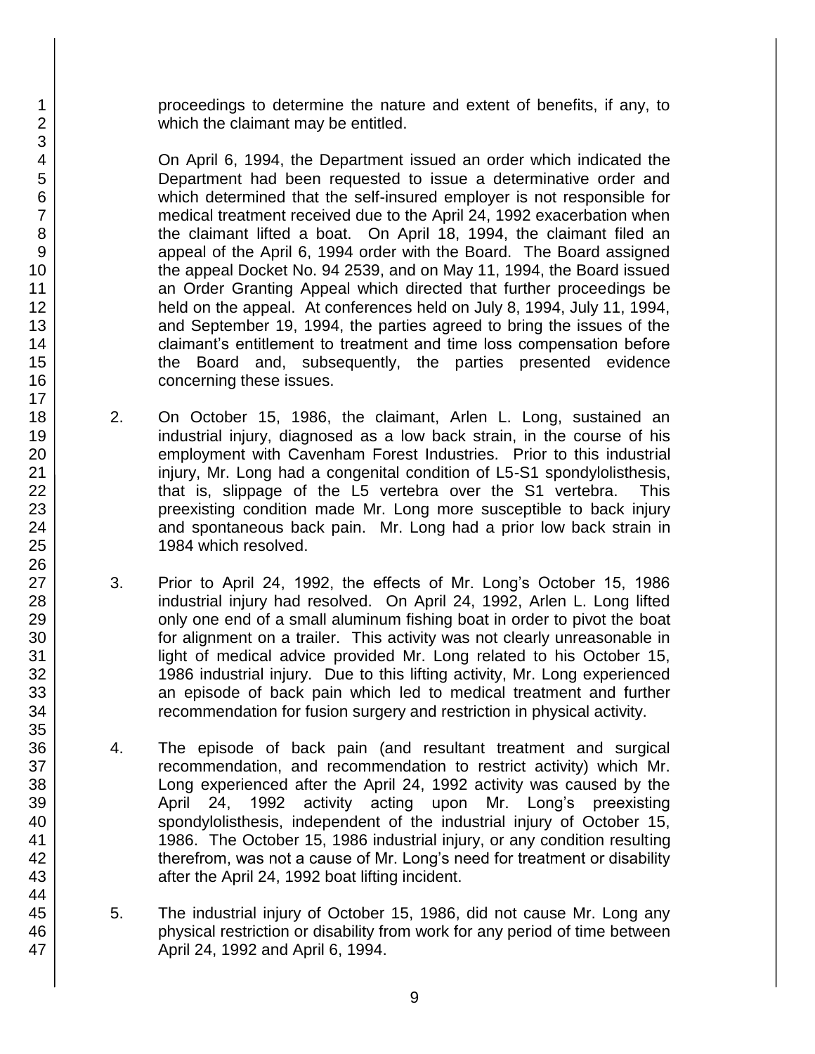proceedings to determine the nature and extent of benefits, if any, to which the claimant may be entitled.

On April 6, 1994, the Department issued an order which indicated the Department had been requested to issue a determinative order and which determined that the self-insured employer is not responsible for medical treatment received due to the April 24, 1992 exacerbation when the claimant lifted a boat. On April 18, 1994, the claimant filed an appeal of the April 6, 1994 order with the Board. The Board assigned the appeal Docket No. 94 2539, and on May 11, 1994, the Board issued an Order Granting Appeal which directed that further proceedings be held on the appeal. At conferences held on July 8, 1994, July 11, 1994, and September 19, 1994, the parties agreed to bring the issues of the claimant's entitlement to treatment and time loss compensation before the Board and, subsequently, the parties presented evidence concerning these issues.

2. On October 15, 1986, the claimant, Arlen L. Long, sustained an industrial injury, diagnosed as a low back strain, in the course of his employment with Cavenham Forest Industries. Prior to this industrial injury, Mr. Long had a congenital condition of L5-S1 spondylolisthesis, that is, slippage of the L5 vertebra over the S1 vertebra. This preexisting condition made Mr. Long more susceptible to back injury and spontaneous back pain. Mr. Long had a prior low back strain in 1984 which resolved.

3. Prior to April 24, 1992, the effects of Mr. Long's October 15, 1986 industrial injury had resolved. On April 24, 1992, Arlen L. Long lifted only one end of a small aluminum fishing boat in order to pivot the boat for alignment on a trailer. This activity was not clearly unreasonable in light of medical advice provided Mr. Long related to his October 15, 1986 industrial injury. Due to this lifting activity, Mr. Long experienced an episode of back pain which led to medical treatment and further recommendation for fusion surgery and restriction in physical activity.

4. The episode of back pain (and resultant treatment and surgical recommendation, and recommendation to restrict activity) which Mr. Long experienced after the April 24, 1992 activity was caused by the April 24, 1992 activity acting upon Mr. Long's preexisting spondylolisthesis, independent of the industrial injury of October 15, 1986. The October 15, 1986 industrial injury, or any condition resulting therefrom, was not a cause of Mr. Long's need for treatment or disability after the April 24, 1992 boat lifting incident.

5. The industrial injury of October 15, 1986, did not cause Mr. Long any physical restriction or disability from work for any period of time between April 24, 1992 and April 6, 1994.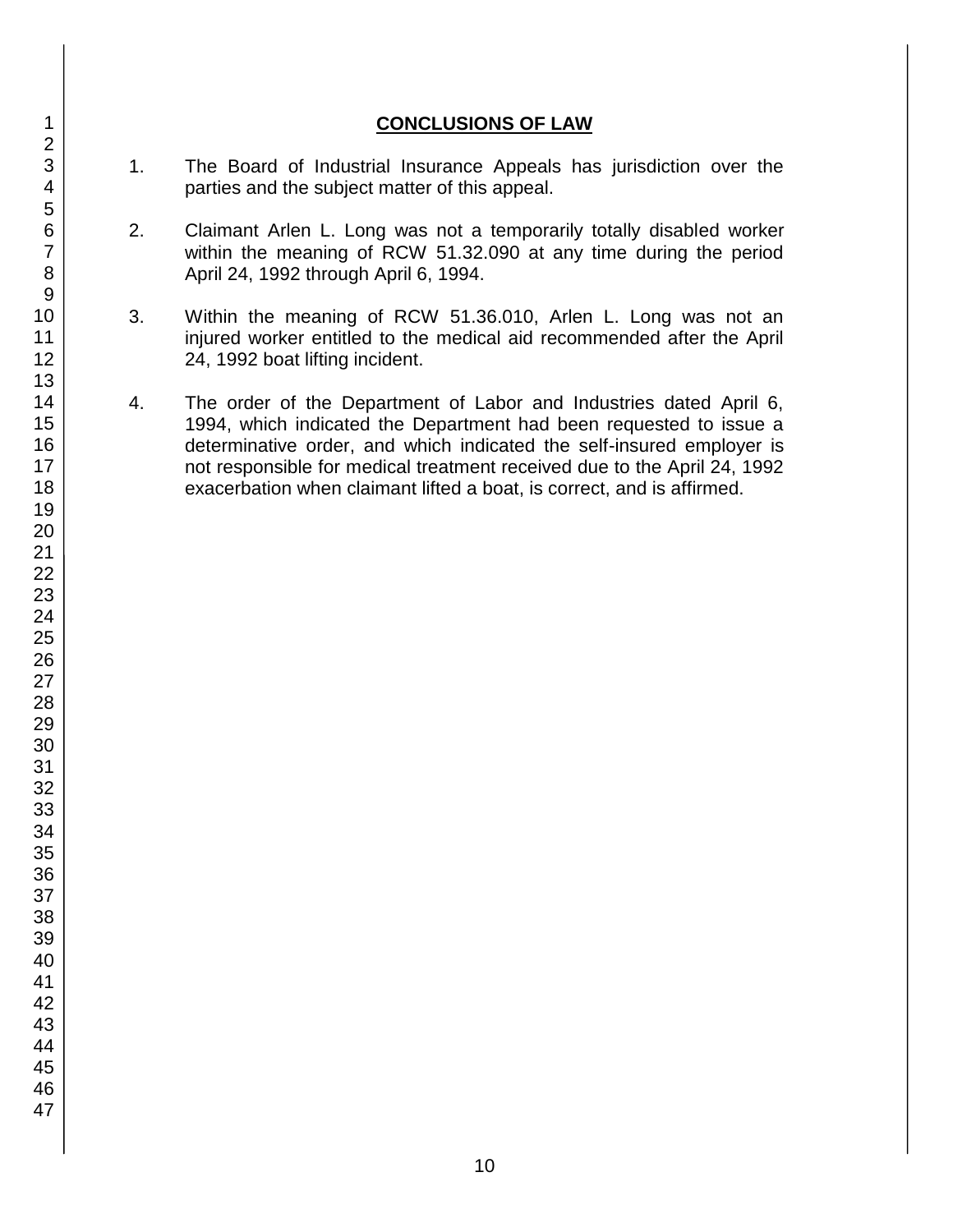## CONCLUSIONS OF LAW

1. The Board of Industrial Insurance Appeals has jurisdiction over the parties and the subject matter of this appeal.

2. Claimant Arlen L. Long was not a temporarily totally disabled worker within the meaning of RCW 51.32.090 at any time during the period April 24, 1992 through April 6, 1994.

3. Within the meaning of RCW 51.36.010, Arlen L. Long was not an injured worker entitled to the medical aid recommended after the April 24, 1992 boat lifting incident.

4. The order of the Department of Labor and Industries dated April 6, 1994, which indicated the Department had been requested to issue a determinative order, and which indicated the self-insured employer is not responsible for medical treatment received due to the April 24, 1992 exacerbation when claimant lifted a boat, is correct, and is affirmed.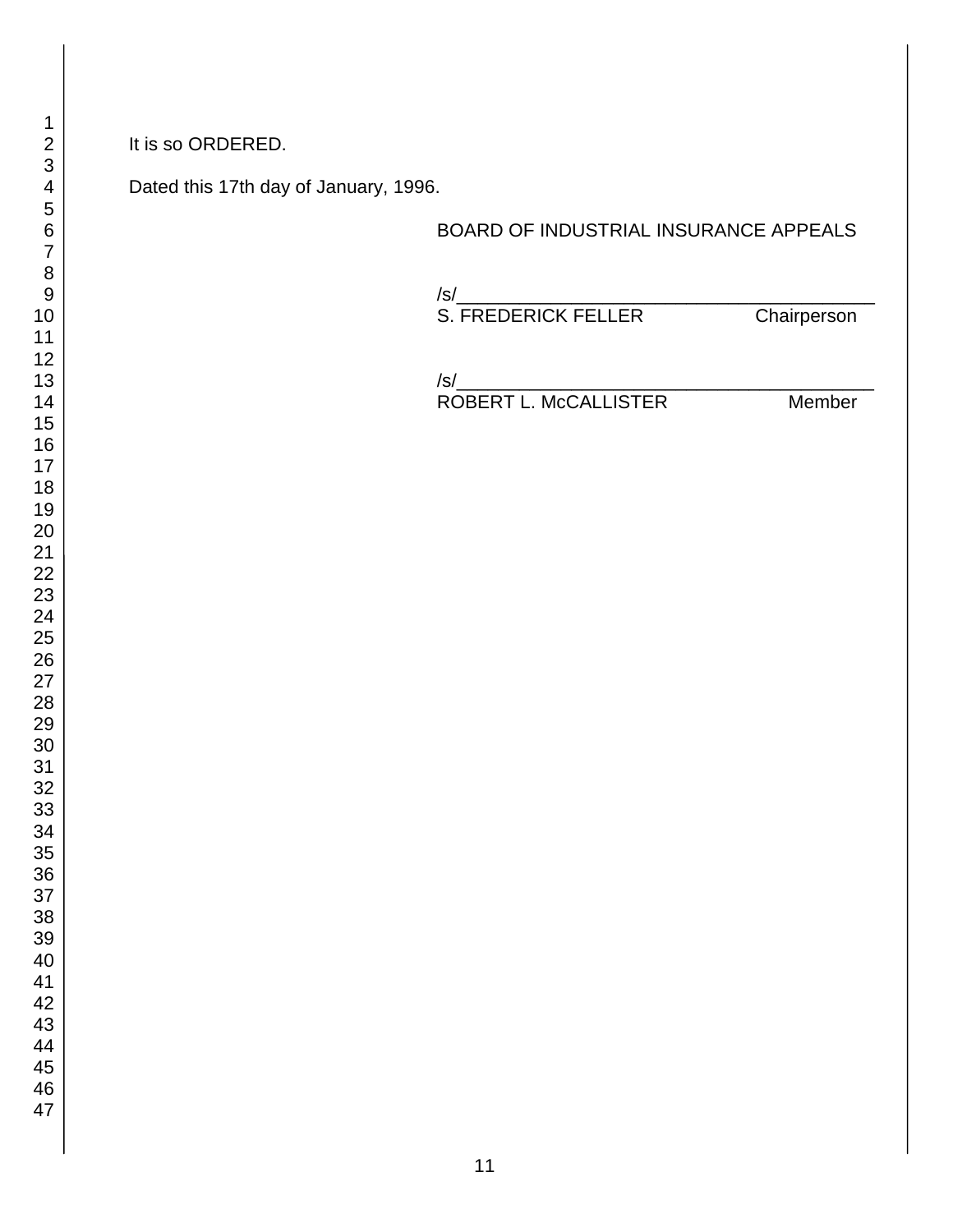It is so ORDERED.

Dated this 17th day of January, 1996.

BOARD OF INDUSTRIAL INSURANCE APPEALS

/s/________________________________________
S. FREDERICK FELLER Chairperson

/s/________________________________________
ROBERT L. McCALLISTER Member